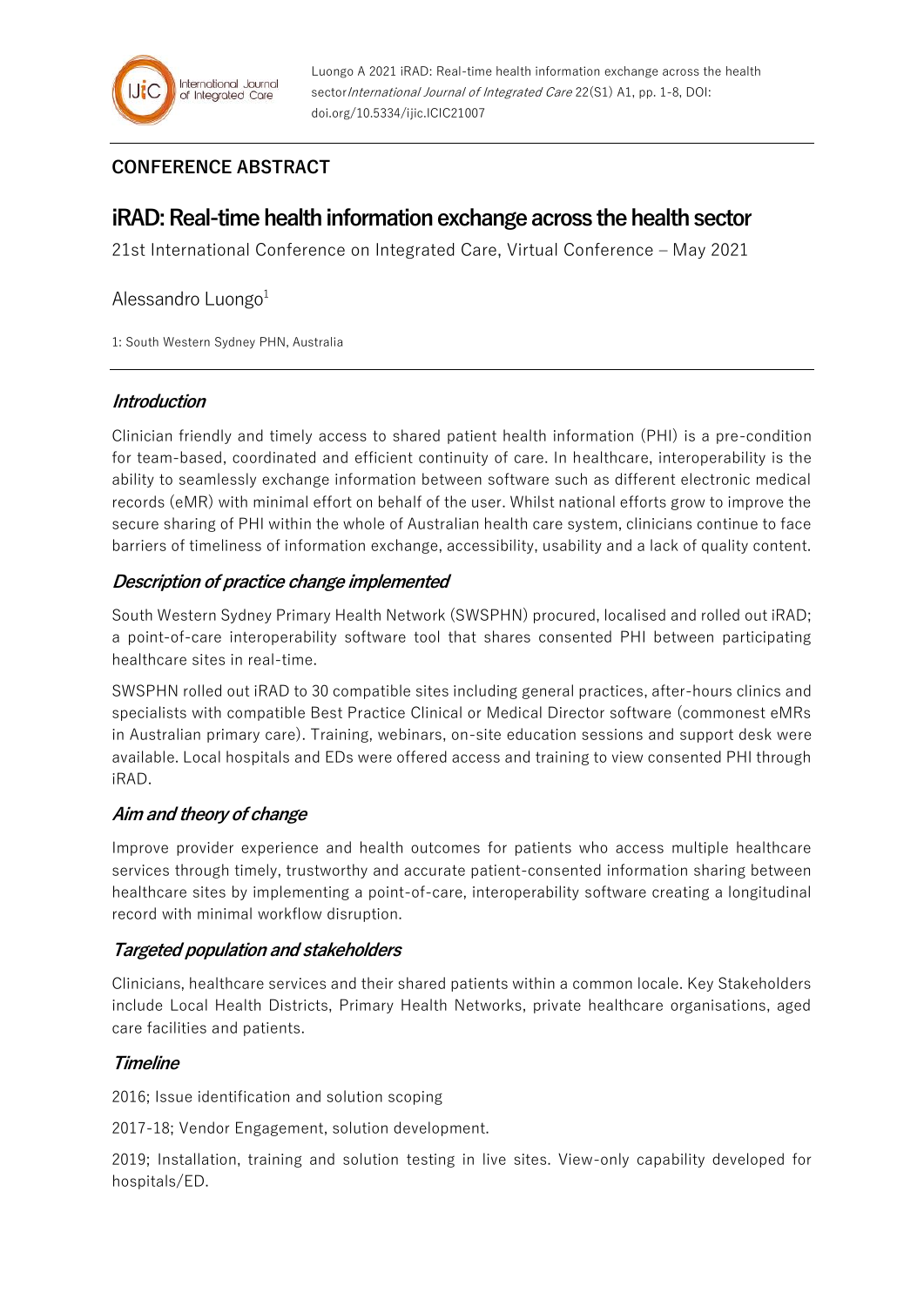Luongo A 2021 iRAD: Real-time health information exchange across the health sector *International Journal of Integrated Care* 22(S1) A1, pp. 1-8, DOI: doi.org/10.5334/ijic.ICIC21007

**CONFERENCE ABSTRACT**

# iRAD: Real-time health information exchange across the health sector

21st International Conference on Integrated Care, Virtual Conference – May 2021

Alessandro Luongo[1]

1: South Western Sydney PHN, Australia

## *Introduction*

Clinician friendly and timely access to shared patient health information (PHI) is a pre-condition for team-based, coordinated and efficient continuity of care. In healthcare, interoperability is the ability to seamlessly exchange information between software such as different electronic medical records (eMR) with minimal effort on behalf of the user. Whilst national efforts grow to improve the secure sharing of PHI within the whole of Australian health care system, clinicians continue to face barriers of timeliness of information exchange, accessibility, usability and a lack of quality content.

## *Description of practice change implemented*

South Western Sydney Primary Health Network (SWSPHN) procured, localised and rolled out iRAD; a point-of-care interoperability software tool that shares consented PHI between participating healthcare sites in real-time.

SWSPHN rolled out iRAD to 30 compatible sites including general practices, after-hours clinics and specialists with compatible Best Practice Clinical or Medical Director software (commonest eMRs in Australian primary care). Training, webinars, on-site education sessions and support desk were available. Local hospitals and EDs were offered access and training to view consented PHI through iRAD.

## *Aim and theory of change*

Improve provider experience and health outcomes for patients who access multiple healthcare services through timely, trustworthy and accurate patient-consented information sharing between healthcare sites by implementing a point-of-care, interoperability software creating a longitudinal record with minimal workflow disruption.

## *Targeted population and stakeholders*

Clinicians, healthcare services and their shared patients within a common locale. Key Stakeholders include Local Health Districts, Primary Health Networks, private healthcare organisations, aged care facilities and patients.

## *Timeline*

2016; Issue identification and solution scoping

2017-18; Vendor Engagement, solution development.

2019; Installation, training and solution testing in live sites. View-only capability developed for hospitals/ED.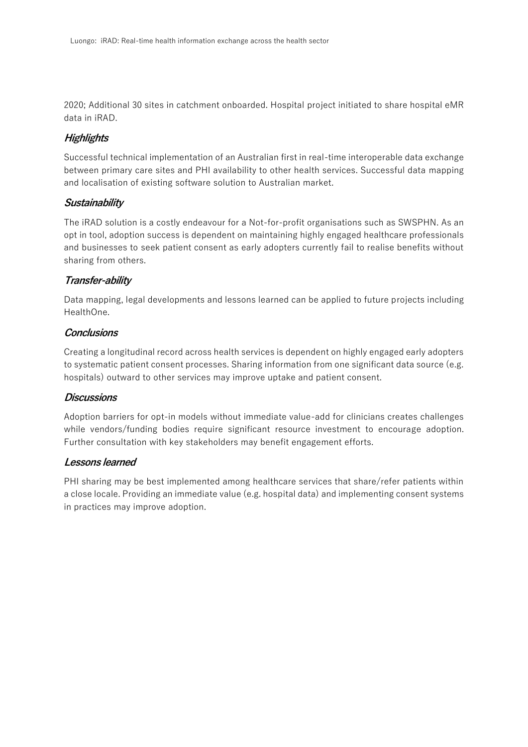2020; Additional 30 sites in catchment onboarded. Hospital project initiated to share hospital eMR data in iRAD.

### *Highlights*

Successful technical implementation of an Australian first in real-time interoperable data exchange between primary care sites and PHI availability to other health services. Successful data mapping and localisation of existing software solution to Australian market.

### *Sustainability*

The iRAD solution is a costly endeavour for a Not-for-profit organisations such as SWSPHN. As an opt in tool, adoption success is dependent on maintaining highly engaged healthcare professionals and businesses to seek patient consent as early adopters currently fail to realise benefits without sharing from others.

### *Transfer-ability*

Data mapping, legal developments and lessons learned can be applied to future projects including HealthOne.

### *Conclusions*

Creating a longitudinal record across health services is dependent on highly engaged early adopters to systematic patient consent processes. Sharing information from one significant data source (e.g. hospitals) outward to other services may improve uptake and patient consent.

### *Discussions*

Adoption barriers for opt-in models without immediate value-add for clinicians creates challenges while vendors/funding bodies require significant resource investment to encourage adoption. Further consultation with key stakeholders may benefit engagement efforts.

### *Lessons learned*

PHI sharing may be best implemented among healthcare services that share/refer patients within a close locale. Providing an immediate value (e.g. hospital data) and implementing consent systems in practices may improve adoption.